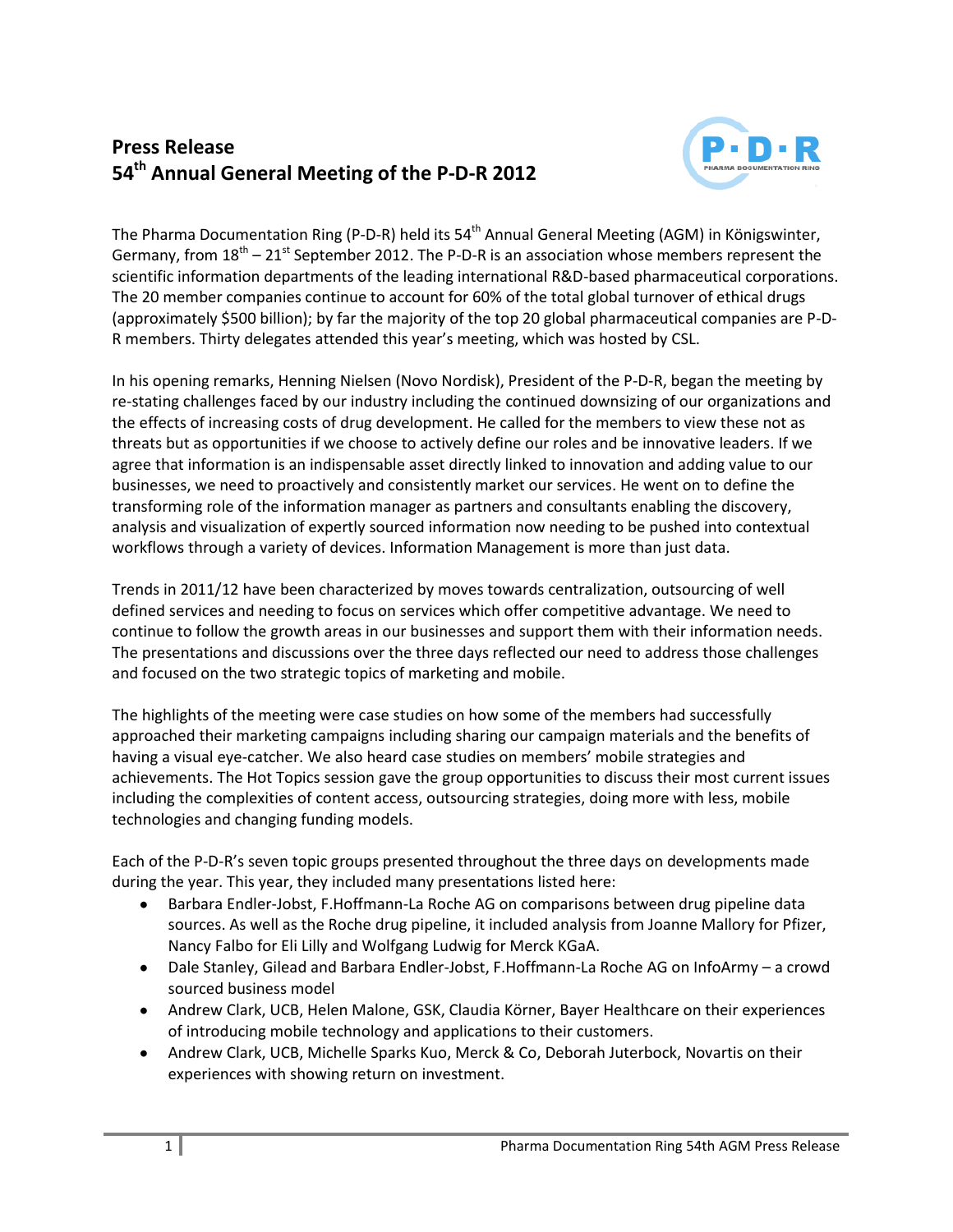# Press Release
# 54th Annual General Meeting of the P-D-R 2012

The Pharma Documentation Ring (P-D-R) held its 54th Annual General Meeting (AGM) in Königswinter, Germany, from 18th – 21st September 2012. The P-D-R is an association whose members represent the scientific information departments of the leading international R&D-based pharmaceutical corporations. The 20 member companies continue to account for 60% of the total global turnover of ethical drugs (approximately $500 billion); by far the majority of the top 20 global pharmaceutical companies are P-D-R members. Thirty delegates attended this year's meeting, which was hosted by CSL.

In his opening remarks, Henning Nielsen (Novo Nordisk), President of the P-D-R, began the meeting by re-stating challenges faced by our industry including the continued downsizing of our organizations and the effects of increasing costs of drug development. He called for the members to view these not as threats but as opportunities if we choose to actively define our roles and be innovative leaders. If we agree that information is an indispensable asset directly linked to innovation and adding value to our businesses, we need to proactively and consistently market our services. He went on to define the transforming role of the information manager as partners and consultants enabling the discovery, analysis and visualization of expertly sourced information now needing to be pushed into contextual workflows through a variety of devices. Information Management is more than just data.

Trends in 2011/12 have been characterized by moves towards centralization, outsourcing of well defined services and needing to focus on services which offer competitive advantage. We need to continue to follow the growth areas in our businesses and support them with their information needs. The presentations and discussions over the three days reflected our need to address those challenges and focused on the two strategic topics of marketing and mobile.

The highlights of the meeting were case studies on how some of the members had successfully approached their marketing campaigns including sharing our campaign materials and the benefits of having a visual eye-catcher. We also heard case studies on members' mobile strategies and achievements. The Hot Topics session gave the group opportunities to discuss their most current issues including the complexities of content access, outsourcing strategies, doing more with less, mobile technologies and changing funding models.

Each of the P-D-R's seven topic groups presented throughout the three days on developments made during the year. This year, they included many presentations listed here:

- Barbara Endler-Jobst, F.Hoffmann-La Roche AG on comparisons between drug pipeline data sources. As well as the Roche drug pipeline, it included analysis from Joanne Mallory for Pfizer, Nancy Falbo for Eli Lilly and Wolfgang Ludwig for Merck KGaA.
- Dale Stanley, Gilead and Barbara Endler-Jobst, F.Hoffmann-La Roche AG on InfoArmy – a crowd sourced business model
- Andrew Clark, UCB, Helen Malone, GSK, Claudia Körner, Bayer Healthcare on their experiences of introducing mobile technology and applications to their customers.
- Andrew Clark, UCB, Michelle Sparks Kuo, Merck & Co, Deborah Juterbock, Novartis on their experiences with showing return on investment.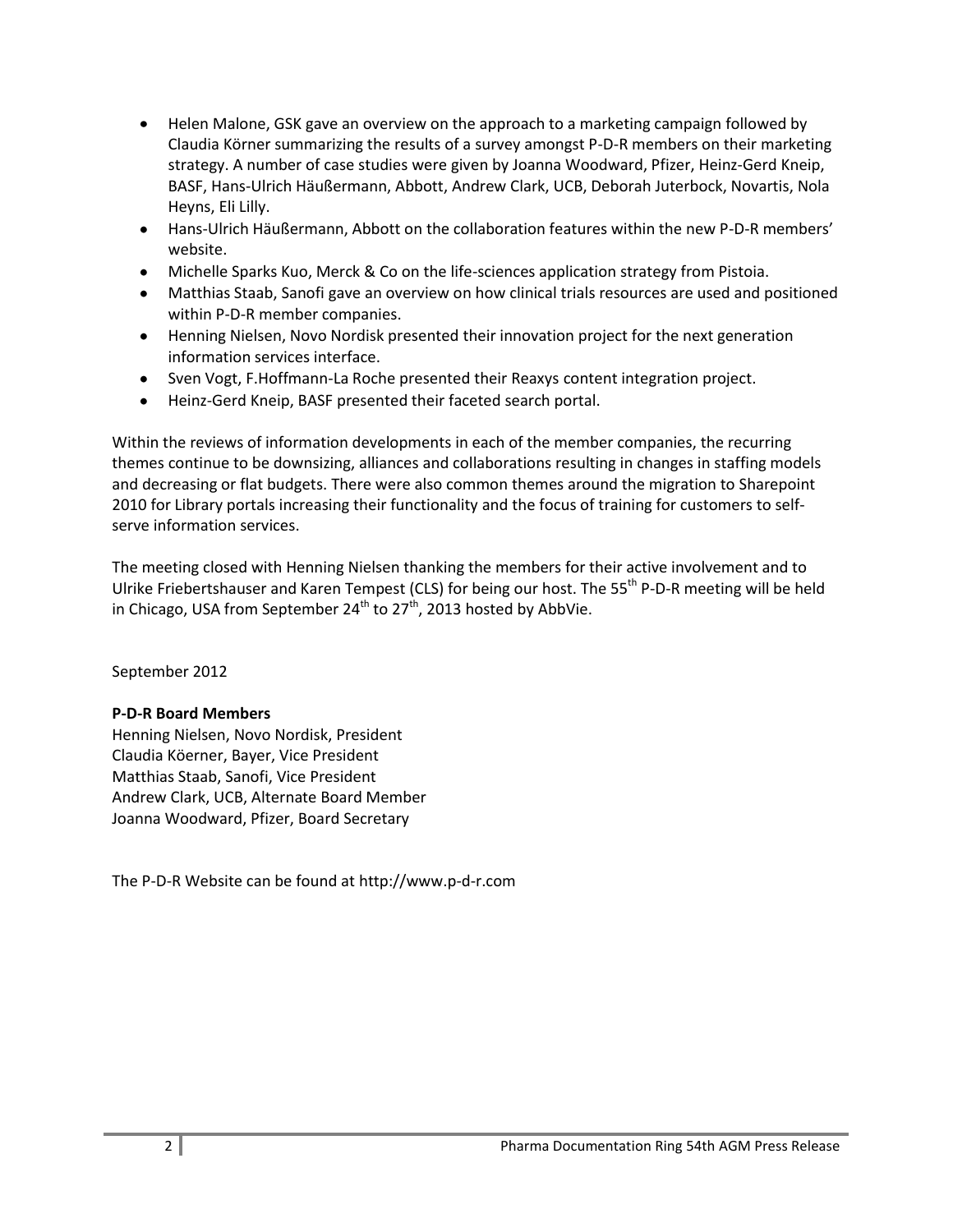- Helen Malone, GSK gave an overview on the approach to a marketing campaign followed by Claudia Körner summarizing the results of a survey amongst P-D-R members on their marketing strategy. A number of case studies were given by Joanna Woodward, Pfizer, Heinz-Gerd Kneip, BASF, Hans-Ulrich Häußermann, Abbott, Andrew Clark, UCB, Deborah Juterbock, Novartis, Nola Heyns, Eli Lilly.
- Hans-Ulrich Häußermann, Abbott on the collaboration features within the new P-D-R members' website.
- Michelle Sparks Kuo, Merck & Co on the life-sciences application strategy from Pistoia.
- Matthias Staab, Sanofi gave an overview on how clinical trials resources are used and positioned within P-D-R member companies.
- Henning Nielsen, Novo Nordisk presented their innovation project for the next generation information services interface.
- Sven Vogt, F.Hoffmann-La Roche presented their Reaxys content integration project.
- Heinz-Gerd Kneip, BASF presented their faceted search portal.

Within the reviews of information developments in each of the member companies, the recurring themes continue to be downsizing, alliances and collaborations resulting in changes in staffing models and decreasing or flat budgets. There were also common themes around the migration to Sharepoint 2010 for Library portals increasing their functionality and the focus of training for customers to self-serve information services.

The meeting closed with Henning Nielsen thanking the members for their active involvement and to Ulrike Friebertshauser and Karen Tempest (CLS) for being our host. The 55th P-D-R meeting will be held in Chicago, USA from September 24th to 27th, 2013 hosted by AbbVie.

September 2012

**P-D-R Board Members**
Henning Nielsen, Novo Nordisk, President
Claudia Köerner, Bayer, Vice President
Matthias Staab, Sanofi, Vice President
Andrew Clark, UCB, Alternate Board Member
Joanna Woodward, Pfizer, Board Secretary

The P-D-R Website can be found at http://www.p-d-r.com